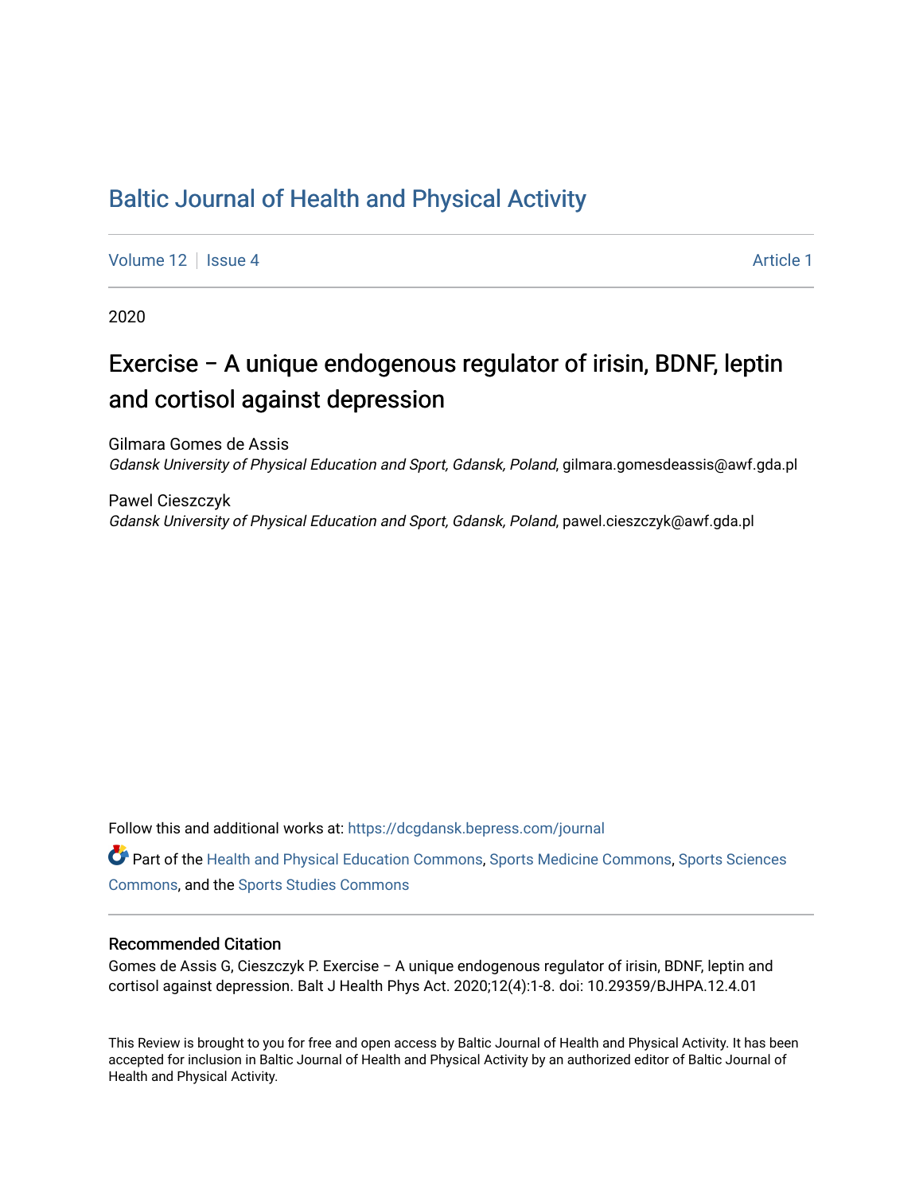# Baltic Journal of Health and Physical Activity

Volume 12 | Issue 4 Article 1

2020

## Exercise – A unique endogenous regulator of irisin, BDNF, leptin and cortisol against depression

Gilmara Gomes de Assis
*Gdansk University of Physical Education and Sport, Gdansk, Poland*, gilmara.gomesdeassis@awf.gda.pl

Pawel Cieszczyk
*Gdansk University of Physical Education and Sport, Gdansk, Poland*, pawel.cieszczyk@awf.gda.pl

Follow this and additional works at: https://dcgdansk.bepress.com/journal

Part of the Health and Physical Education Commons, Sports Medicine Commons, Sports Sciences Commons, and the Sports Studies Commons

### Recommended Citation

Gomes de Assis G, Cieszczyk P. Exercise – A unique endogenous regulator of irisin, BDNF, leptin and cortisol against depression. Balt J Health Phys Act. 2020;12(4):1-8. doi: 10.29359/BJHPA.12.4.01

This Review is brought to you for free and open access by Baltic Journal of Health and Physical Activity. It has been accepted for inclusion in Baltic Journal of Health and Physical Activity by an authorized editor of Baltic Journal of Health and Physical Activity.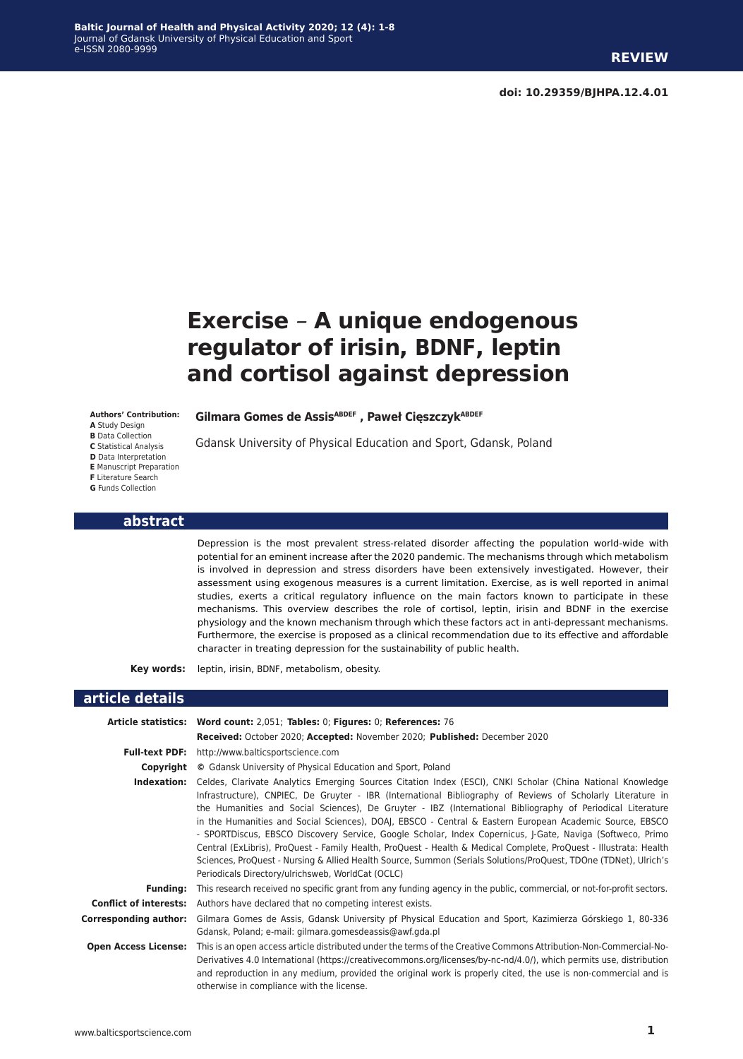**REVIEW**

**doi: 10.29359/BJHPA.12.4.01**

# Exercise – A unique endogenous regulator of irisin, BDNF, leptin and cortisol against depression

**Authors' Contribution:**
**A** Study Design
**B** Data Collection
**C** Statistical Analysis
**D** Data Interpretation
**E** Manuscript Preparation
**F** Literature Search
**G** Funds Collection

**Gilmara Gomes de Assis**[ABDEF] **, Paweł Cięszczyk**[ABDEF]

Gdansk University of Physical Education and Sport, Gdansk, Poland

## abstract

Depression is the most prevalent stress-related disorder affecting the population world-wide with potential for an eminent increase after the 2020 pandemic. The mechanisms through which metabolism is involved in depression and stress disorders have been extensively investigated. However, their assessment using exogenous measures is a current limitation. Exercise, as is well reported in animal studies, exerts a critical regulatory influence on the main factors known to participate in these mechanisms. This overview describes the role of cortisol, leptin, irisin and BDNF in the exercise physiology and the known mechanism through which these factors act in anti-depressant mechanisms. Furthermore, the exercise is proposed as a clinical recommendation due to its effective and affordable character in treating depression for the sustainability of public health.

**Key words:** leptin, irisin, BDNF, metabolism, obesity.

## article details

**Article statistics:** **Word count:** 2,051; **Tables:** 0; **Figures:** 0; **References:** 76

**Received:** October 2020; **Accepted:** November 2020; **Published:** December 2020

**Full-text PDF:** http://www.balticsportscience.com

**Copyright** © Gdansk University of Physical Education and Sport, Poland

**Indexation:** Celdes, Clarivate Analytics Emerging Sources Citation Index (ESCI), CNKI Scholar (China National Knowledge Infrastructure), CNPIEC, De Gruyter - IBR (International Bibliography of Reviews of Scholarly Literature in the Humanities and Social Sciences), De Gruyter - IBZ (International Bibliography of Periodical Literature in the Humanities and Social Sciences), DOAJ, EBSCO - Central & Eastern European Academic Source, EBSCO - SPORTDiscus, EBSCO Discovery Service, Google Scholar, Index Copernicus, J-Gate, Naviga (Softweco, Primo Central (ExLibris), ProQuest - Family Health, ProQuest - Health & Medical Complete, ProQuest - Illustrata: Health Sciences, ProQuest - Nursing & Allied Health Source, Summon (Serials Solutions/ProQuest, TDOne (TDNet), Ulrich's Periodicals Directory/ulrichsweb, WorldCat (OCLC)

**Funding:** This research received no specific grant from any funding agency in the public, commercial, or not-for-profit sectors.

**Conflict of interests:** Authors have declared that no competing interest exists.

**Corresponding author:** Gilmara Gomes de Assis, Gdansk University pf Physical Education and Sport, Kazimierza Górskiego 1, 80-336 Gdansk, Poland; e-mail: gilmara.gomesdeassis@awf.gda.pl

**Open Access License:** This is an open access article distributed under the terms of the Creative Commons Attribution-Non-Commercial-No-Derivatives 4.0 International (https://creativecommons.org/licenses/by-nc-nd/4.0/), which permits use, distribution and reproduction in any medium, provided the original work is properly cited, the use is non-commercial and is otherwise in compliance with the license.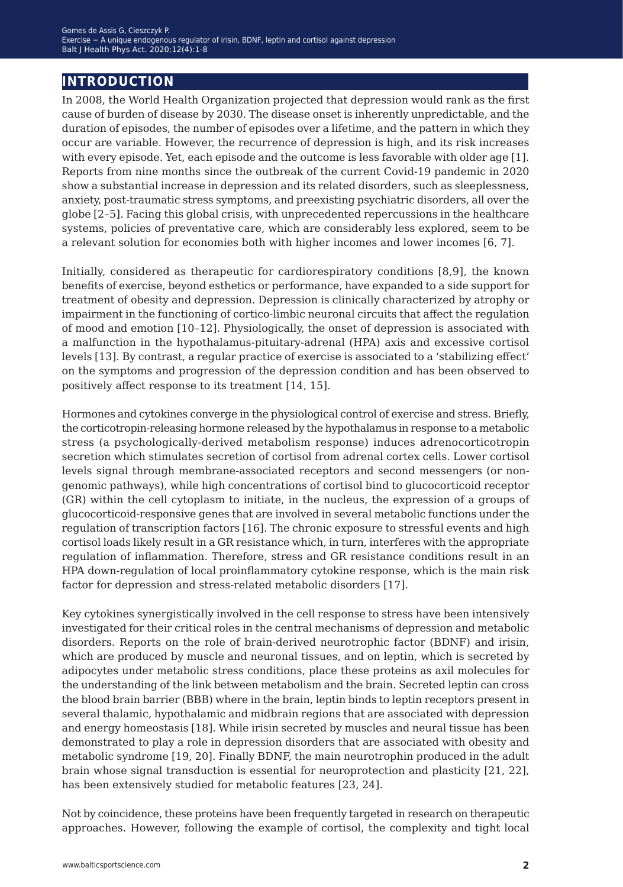## INTRODUCTION

In 2008, the World Health Organization projected that depression would rank as the first cause of burden of disease by 2030. The disease onset is inherently unpredictable, and the duration of episodes, the number of episodes over a lifetime, and the pattern in which they occur are variable. However, the recurrence of depression is high, and its risk increases with every episode. Yet, each episode and the outcome is less favorable with older age [1]. Reports from nine months since the outbreak of the current Covid-19 pandemic in 2020 show a substantial increase in depression and its related disorders, such as sleeplessness, anxiety, post-traumatic stress symptoms, and preexisting psychiatric disorders, all over the globe [2–5]. Facing this global crisis, with unprecedented repercussions in the healthcare systems, policies of preventative care, which are considerably less explored, seem to be a relevant solution for economies both with higher incomes and lower incomes [6, 7].

Initially, considered as therapeutic for cardiorespiratory conditions [8,9], the known benefits of exercise, beyond esthetics or performance, have expanded to a side support for treatment of obesity and depression. Depression is clinically characterized by atrophy or impairment in the functioning of cortico-limbic neuronal circuits that affect the regulation of mood and emotion [10–12]. Physiologically, the onset of depression is associated with a malfunction in the hypothalamus-pituitary-adrenal (HPA) axis and excessive cortisol levels [13]. By contrast, a regular practice of exercise is associated to a 'stabilizing effect' on the symptoms and progression of the depression condition and has been observed to positively affect response to its treatment [14, 15].

Hormones and cytokines converge in the physiological control of exercise and stress. Briefly, the corticotropin-releasing hormone released by the hypothalamus in response to a metabolic stress (a psychologically-derived metabolism response) induces adrenocorticotropin secretion which stimulates secretion of cortisol from adrenal cortex cells. Lower cortisol levels signal through membrane-associated receptors and second messengers (or non-genomic pathways), while high concentrations of cortisol bind to glucocorticoid receptor (GR) within the cell cytoplasm to initiate, in the nucleus, the expression of a groups of glucocorticoid-responsive genes that are involved in several metabolic functions under the regulation of transcription factors [16]. The chronic exposure to stressful events and high cortisol loads likely result in a GR resistance which, in turn, interferes with the appropriate regulation of inflammation. Therefore, stress and GR resistance conditions result in an HPA down-regulation of local proinflammatory cytokine response, which is the main risk factor for depression and stress-related metabolic disorders [17].

Key cytokines synergistically involved in the cell response to stress have been intensively investigated for their critical roles in the central mechanisms of depression and metabolic disorders. Reports on the role of brain-derived neurotrophic factor (BDNF) and irisin, which are produced by muscle and neuronal tissues, and on leptin, which is secreted by adipocytes under metabolic stress conditions, place these proteins as axil molecules for the understanding of the link between metabolism and the brain. Secreted leptin can cross the blood brain barrier (BBB) where in the brain, leptin binds to leptin receptors present in several thalamic, hypothalamic and midbrain regions that are associated with depression and energy homeostasis [18]. While irisin secreted by muscles and neural tissue has been demonstrated to play a role in depression disorders that are associated with obesity and metabolic syndrome [19, 20]. Finally BDNF, the main neurotrophin produced in the adult brain whose signal transduction is essential for neuroprotection and plasticity [21, 22], has been extensively studied for metabolic features [23, 24].

Not by coincidence, these proteins have been frequently targeted in research on therapeutic approaches. However, following the example of cortisol, the complexity and tight local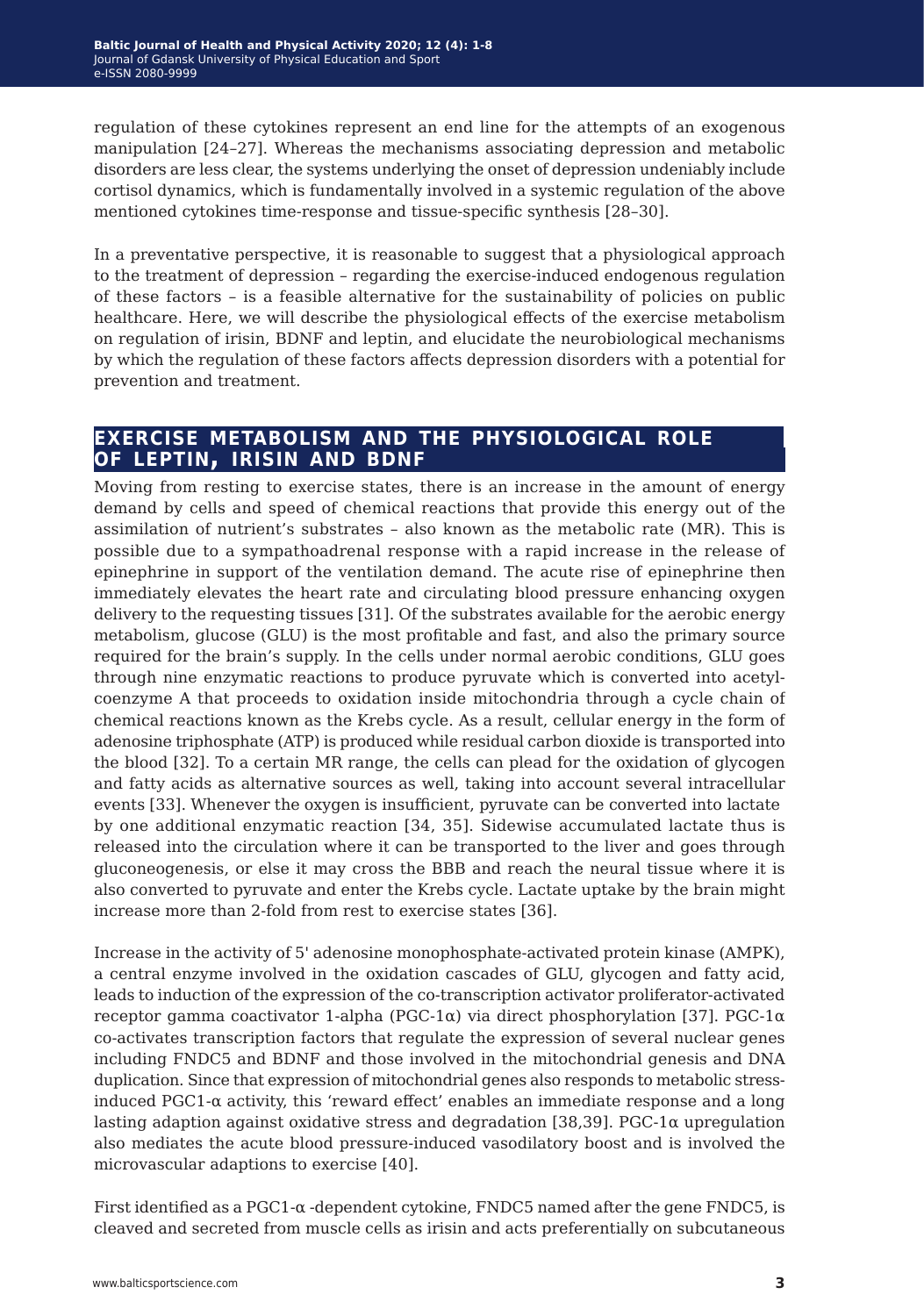regulation of these cytokines represent an end line for the attempts of an exogenous manipulation [24–27]. Whereas the mechanisms associating depression and metabolic disorders are less clear, the systems underlying the onset of depression undeniably include cortisol dynamics, which is fundamentally involved in a systemic regulation of the above mentioned cytokines time-response and tissue-specific synthesis [28–30].

In a preventative perspective, it is reasonable to suggest that a physiological approach to the treatment of depression – regarding the exercise-induced endogenous regulation of these factors – is a feasible alternative for the sustainability of policies on public healthcare. Here, we will describe the physiological effects of the exercise metabolism on regulation of irisin, BDNF and leptin, and elucidate the neurobiological mechanisms by which the regulation of these factors affects depression disorders with a potential for prevention and treatment.

## EXERCISE METABOLISM AND THE PHYSIOLOGICAL ROLE OF LEPTIN, IRISIN AND BDNF

Moving from resting to exercise states, there is an increase in the amount of energy demand by cells and speed of chemical reactions that provide this energy out of the assimilation of nutrient's substrates – also known as the metabolic rate (MR). This is possible due to a sympathoadrenal response with a rapid increase in the release of epinephrine in support of the ventilation demand. The acute rise of epinephrine then immediately elevates the heart rate and circulating blood pressure enhancing oxygen delivery to the requesting tissues [31]. Of the substrates available for the aerobic energy metabolism, glucose (GLU) is the most profitable and fast, and also the primary source required for the brain's supply. In the cells under normal aerobic conditions, GLU goes through nine enzymatic reactions to produce pyruvate which is converted into acetyl-coenzyme A that proceeds to oxidation inside mitochondria through a cycle chain of chemical reactions known as the Krebs cycle. As a result, cellular energy in the form of adenosine triphosphate (ATP) is produced while residual carbon dioxide is transported into the blood [32]. To a certain MR range, the cells can plead for the oxidation of glycogen and fatty acids as alternative sources as well, taking into account several intracellular events [33]. Whenever the oxygen is insufficient, pyruvate can be converted into lactate by one additional enzymatic reaction [34, 35]. Sidewise accumulated lactate thus is released into the circulation where it can be transported to the liver and goes through gluconeogenesis, or else it may cross the BBB and reach the neural tissue where it is also converted to pyruvate and enter the Krebs cycle. Lactate uptake by the brain might increase more than 2-fold from rest to exercise states [36].

Increase in the activity of 5' adenosine monophosphate-activated protein kinase (AMPK), a central enzyme involved in the oxidation cascades of GLU, glycogen and fatty acid, leads to induction of the expression of the co-transcription activator proliferator-activated receptor gamma coactivator 1-alpha (PGC-1α) via direct phosphorylation [37]. PGC-1α co-activates transcription factors that regulate the expression of several nuclear genes including FNDC5 and BDNF and those involved in the mitochondrial genesis and DNA duplication. Since that expression of mitochondrial genes also responds to metabolic stress-induced PGC1-α activity, this 'reward effect' enables an immediate response and a long lasting adaption against oxidative stress and degradation [38,39]. PGC-1α upregulation also mediates the acute blood pressure-induced vasodilatory boost and is involved the microvascular adaptions to exercise [40].

First identified as a PGC1-α -dependent cytokine, FNDC5 named after the gene FNDC5, is cleaved and secreted from muscle cells as irisin and acts preferentially on subcutaneous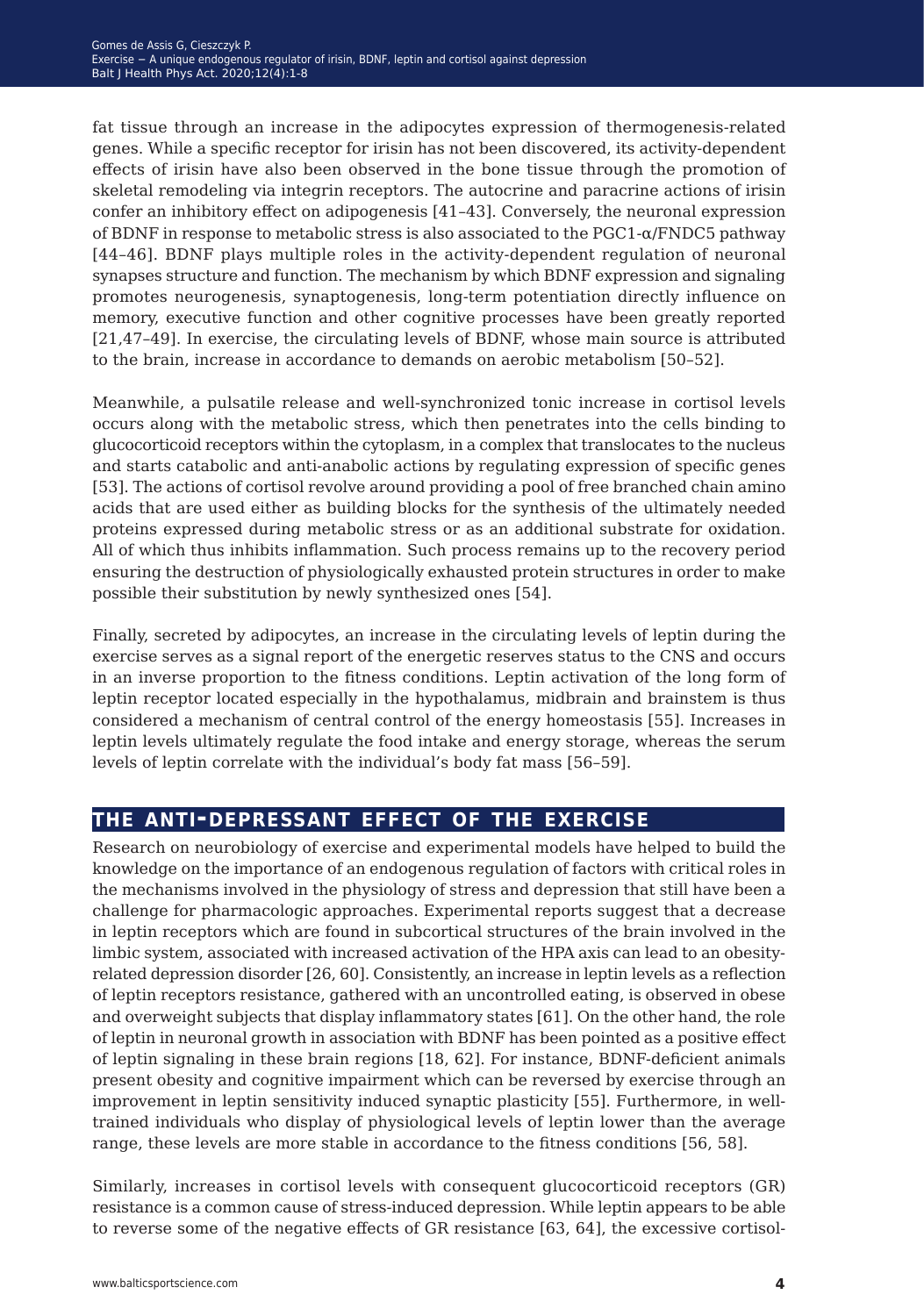fat tissue through an increase in the adipocytes expression of thermogenesis-related genes. While a specific receptor for irisin has not been discovered, its activity-dependent effects of irisin have also been observed in the bone tissue through the promotion of skeletal remodeling via integrin receptors. The autocrine and paracrine actions of irisin confer an inhibitory effect on adipogenesis [41–43]. Conversely, the neuronal expression of BDNF in response to metabolic stress is also associated to the PGC1-α/FNDC5 pathway [44–46]. BDNF plays multiple roles in the activity-dependent regulation of neuronal synapses structure and function. The mechanism by which BDNF expression and signaling promotes neurogenesis, synaptogenesis, long-term potentiation directly influence on memory, executive function and other cognitive processes have been greatly reported [21,47–49]. In exercise, the circulating levels of BDNF, whose main source is attributed to the brain, increase in accordance to demands on aerobic metabolism [50–52].

Meanwhile, a pulsatile release and well-synchronized tonic increase in cortisol levels occurs along with the metabolic stress, which then penetrates into the cells binding to glucocorticoid receptors within the cytoplasm, in a complex that translocates to the nucleus and starts catabolic and anti-anabolic actions by regulating expression of specific genes [53]. The actions of cortisol revolve around providing a pool of free branched chain amino acids that are used either as building blocks for the synthesis of the ultimately needed proteins expressed during metabolic stress or as an additional substrate for oxidation. All of which thus inhibits inflammation. Such process remains up to the recovery period ensuring the destruction of physiologically exhausted protein structures in order to make possible their substitution by newly synthesized ones [54].

Finally, secreted by adipocytes, an increase in the circulating levels of leptin during the exercise serves as a signal report of the energetic reserves status to the CNS and occurs in an inverse proportion to the fitness conditions. Leptin activation of the long form of leptin receptor located especially in the hypothalamus, midbrain and brainstem is thus considered a mechanism of central control of the energy homeostasis [55]. Increases in leptin levels ultimately regulate the food intake and energy storage, whereas the serum levels of leptin correlate with the individual's body fat mass [56–59].

## THE ANTI-DEPRESSANT EFFECT OF THE EXERCISE

Research on neurobiology of exercise and experimental models have helped to build the knowledge on the importance of an endogenous regulation of factors with critical roles in the mechanisms involved in the physiology of stress and depression that still have been a challenge for pharmacologic approaches. Experimental reports suggest that a decrease in leptin receptors which are found in subcortical structures of the brain involved in the limbic system, associated with increased activation of the HPA axis can lead to an obesity-related depression disorder [26, 60]. Consistently, an increase in leptin levels as a reflection of leptin receptors resistance, gathered with an uncontrolled eating, is observed in obese and overweight subjects that display inflammatory states [61]. On the other hand, the role of leptin in neuronal growth in association with BDNF has been pointed as a positive effect of leptin signaling in these brain regions [18, 62]. For instance, BDNF-deficient animals present obesity and cognitive impairment which can be reversed by exercise through an improvement in leptin sensitivity induced synaptic plasticity [55]. Furthermore, in well-trained individuals who display of physiological levels of leptin lower than the average range, these levels are more stable in accordance to the fitness conditions [56, 58].

Similarly, increases in cortisol levels with consequent glucocorticoid receptors (GR) resistance is a common cause of stress-induced depression. While leptin appears to be able to reverse some of the negative effects of GR resistance [63, 64], the excessive cortisol-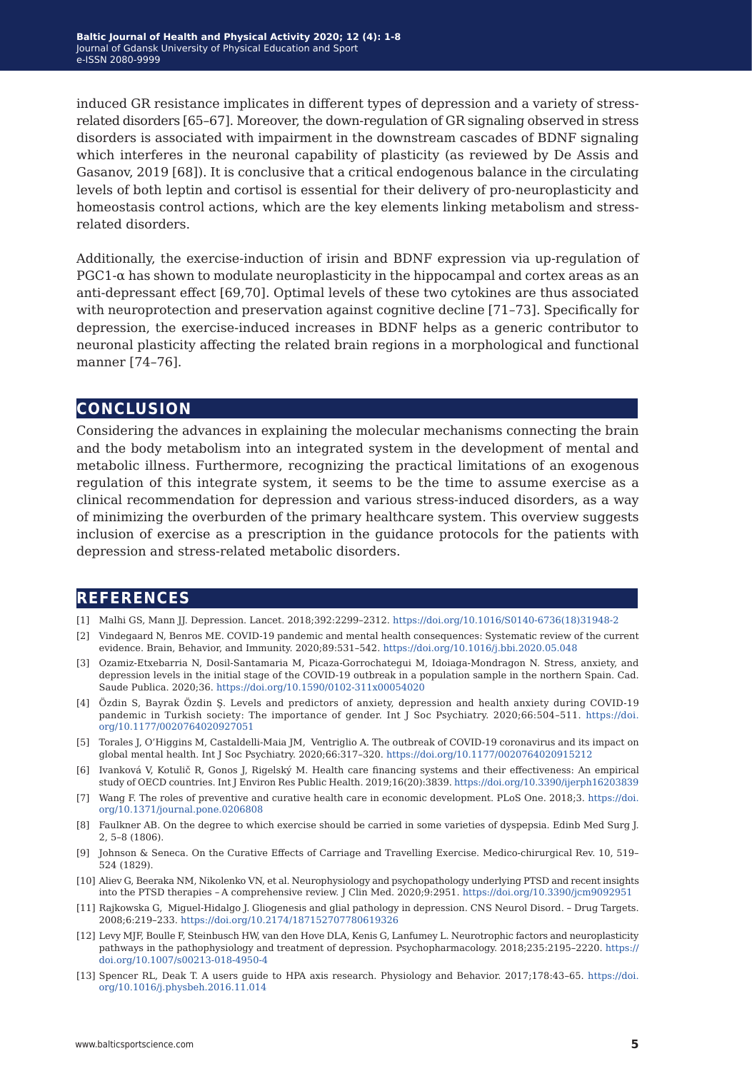induced GR resistance implicates in different types of depression and a variety of stress-related disorders [65–67]. Moreover, the down-regulation of GR signaling observed in stress disorders is associated with impairment in the downstream cascades of BDNF signaling which interferes in the neuronal capability of plasticity (as reviewed by De Assis and Gasanov, 2019 [68]). It is conclusive that a critical endogenous balance in the circulating levels of both leptin and cortisol is essential for their delivery of pro-neuroplasticity and homeostasis control actions, which are the key elements linking metabolism and stress-related disorders.

Additionally, the exercise-induction of irisin and BDNF expression via up-regulation of PGC1-α has shown to modulate neuroplasticity in the hippocampal and cortex areas as an anti-depressant effect [69,70]. Optimal levels of these two cytokines are thus associated with neuroprotection and preservation against cognitive decline [71–73]. Specifically for depression, the exercise-induced increases in BDNF helps as a generic contributor to neuronal plasticity affecting the related brain regions in a morphological and functional manner [74–76].

## CONCLUSION

Considering the advances in explaining the molecular mechanisms connecting the brain and the body metabolism into an integrated system in the development of mental and metabolic illness. Furthermore, recognizing the practical limitations of an exogenous regulation of this integrate system, it seems to be the time to assume exercise as a clinical recommendation for depression and various stress-induced disorders, as a way of minimizing the overburden of the primary healthcare system. This overview suggests inclusion of exercise as a prescription in the guidance protocols for the patients with depression and stress-related metabolic disorders.

## REFERENCES

[1] Malhi GS, Mann JJ. Depression. Lancet. 2018;392:2299–2312. https://doi.org/10.1016/S0140-6736(18)31948-2

[2] Vindegaard N, Benros ME. COVID-19 pandemic and mental health consequences: Systematic review of the current evidence. Brain, Behavior, and Immunity. 2020;89:531–542. https://doi.org/10.1016/j.bbi.2020.05.048

[3] Ozamiz-Etxebarria N, Dosil-Santamaria M, Picaza-Gorrochategui M, Idoiaga-Mondragon N. Stress, anxiety, and depression levels in the initial stage of the COVID-19 outbreak in a population sample in the northern Spain. Cad. Saude Publica. 2020;36. https://doi.org/10.1590/0102-311x00054020

[4] Özdin S, Bayrak Özdin Ş. Levels and predictors of anxiety, depression and health anxiety during COVID-19 pandemic in Turkish society: The importance of gender. Int J Soc Psychiatry. 2020;66:504–511. https://doi.org/10.1177/0020764020927051

[5] Torales J, O'Higgins M, Castaldelli-Maia JM, Ventriglio A. The outbreak of COVID-19 coronavirus and its impact on global mental health. Int J Soc Psychiatry. 2020;66:317–320. https://doi.org/10.1177/0020764020915212

[6] Ivanková V, Kotulič R, Gonos J, Rigelský M. Health care financing systems and their effectiveness: An empirical study of OECD countries. Int J Environ Res Public Health. 2019;16(20):3839. https://doi.org/10.3390/ijerph16203839

[7] Wang F. The roles of preventive and curative health care in economic development. PLoS One. 2018;3. https://doi.org/10.1371/journal.pone.0206808

[8] Faulkner AB. On the degree to which exercise should be carried in some varieties of dyspepsia. Edinb Med Surg J. 2, 5–8 (1806).

[9] Johnson & Seneca. On the Curative Effects of Carriage and Travelling Exercise. Medico-chirurgical Rev. 10, 519–524 (1829).

[10] Aliev G, Beeraka NM, Nikolenko VN, et al. Neurophysiology and psychopathology underlying PTSD and recent insights into the PTSD therapies – A comprehensive review. J Clin Med. 2020;9:2951. https://doi.org/10.3390/jcm9092951

[11] Rajkowska G, Miguel-Hidalgo J. Gliogenesis and glial pathology in depression. CNS Neurol Disord. – Drug Targets. 2008;6:219–233. https://doi.org/10.2174/187152707780619326

[12] Levy MJF, Boulle F, Steinbusch HW, van den Hove DLA, Kenis G, Lanfumey L. Neurotrophic factors and neuroplasticity pathways in the pathophysiology and treatment of depression. Psychopharmacology. 2018;235:2195–2220. https://doi.org/10.1007/s00213-018-4950-4

[13] Spencer RL, Deak T. A users guide to HPA axis research. Physiology and Behavior. 2017;178:43–65. https://doi.org/10.1016/j.physbeh.2016.11.014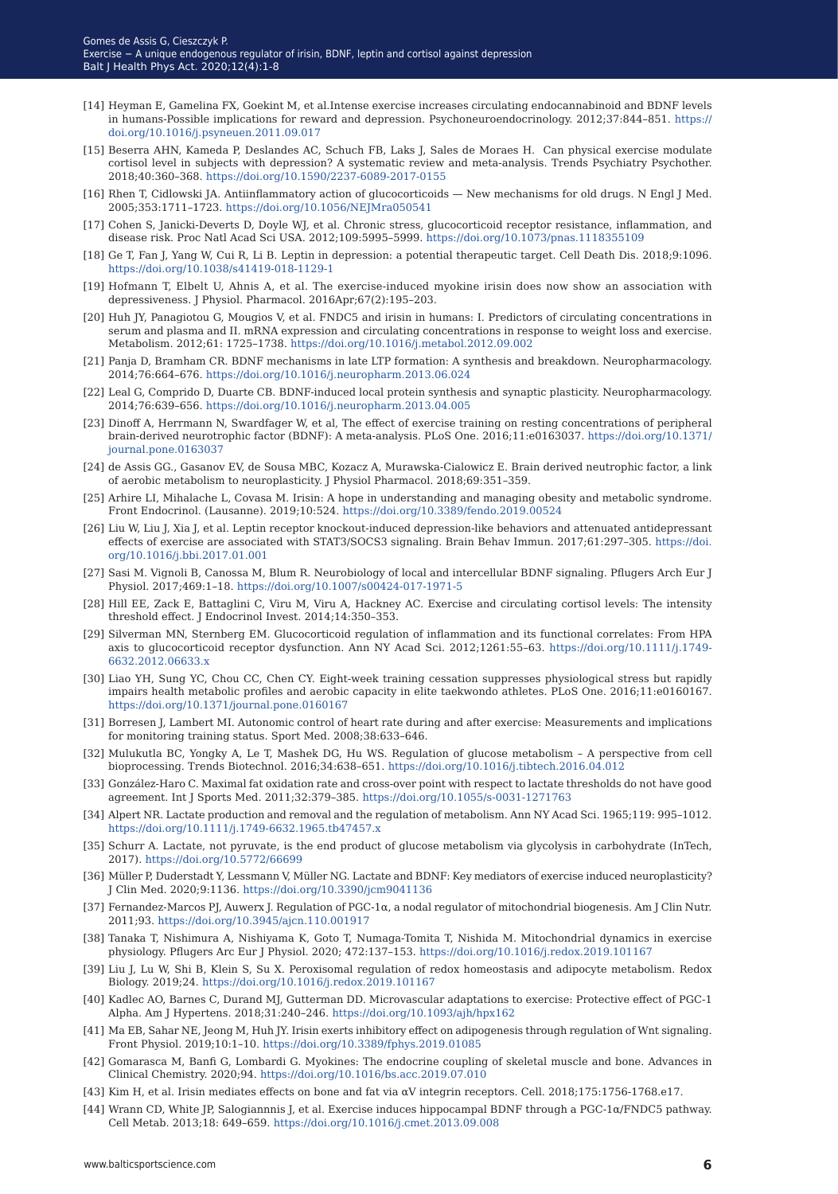[14] Heyman E, Gamelina FX, Goekint M, et al.Intense exercise increases circulating endocannabinoid and BDNF levels in humans-Possible implications for reward and depression. Psychoneuroendocrinology. 2012;37:844–851. https://doi.org/10.1016/j.psyneuen.2011.09.017

[15] Beserra AHN, Kameda P, Deslandes AC, Schuch FB, Laks J, Sales de Moraes H. Can physical exercise modulate cortisol level in subjects with depression? A systematic review and meta-analysis. Trends Psychiatry Psychother. 2018;40:360–368. https://doi.org/10.1590/2237-6089-2017-0155

[16] Rhen T, Cidlowski JA. Antiinflammatory action of glucocorticoids — New mechanisms for old drugs. N Engl J Med. 2005;353:1711–1723. https://doi.org/10.1056/NEJMra050541

[17] Cohen S, Janicki-Deverts D, Doyle WJ, et al. Chronic stress, glucocorticoid receptor resistance, inflammation, and disease risk. Proc Natl Acad Sci USA. 2012;109:5995–5999. https://doi.org/10.1073/pnas.1118355109

[18] Ge T, Fan J, Yang W, Cui R, Li B. Leptin in depression: a potential therapeutic target. Cell Death Dis. 2018;9:1096. https://doi.org/10.1038/s41419-018-1129-1

[19] Hofmann T, Elbelt U, Ahnis A, et al. The exercise-induced myokine irisin does now show an association with depressiveness. J Physiol. Pharmacol. 2016Apr;67(2):195–203.

[20] Huh JY, Panagiotou G, Mougios V, et al. FNDC5 and irisin in humans: I. Predictors of circulating concentrations in serum and plasma and II. mRNA expression and circulating concentrations in response to weight loss and exercise. Metabolism. 2012;61: 1725–1738. https://doi.org/10.1016/j.metabol.2012.09.002

[21] Panja D, Bramham CR. BDNF mechanisms in late LTP formation: A synthesis and breakdown. Neuropharmacology. 2014;76:664–676. https://doi.org/10.1016/j.neuropharm.2013.06.024

[22] Leal G, Comprido D, Duarte CB. BDNF-induced local protein synthesis and synaptic plasticity. Neuropharmacology. 2014;76:639–656. https://doi.org/10.1016/j.neuropharm.2013.04.005

[23] Dinoff A, Herrmann N, Swardfager W, et al, The effect of exercise training on resting concentrations of peripheral brain-derived neurotrophic factor (BDNF): A meta-analysis. PLoS One. 2016;11:e0163037. https://doi.org/10.1371/journal.pone.0163037

[24] de Assis GG., Gasanov EV, de Sousa MBC, Kozacz A, Murawska-Cialowicz E. Brain derived neutrophic factor, a link of aerobic metabolism to neuroplasticity. J Physiol Pharmacol. 2018;69:351–359.

[25] Arhire LI, Mihalache L, Covasa M. Irisin: A hope in understanding and managing obesity and metabolic syndrome. Front Endocrinol. (Lausanne). 2019;10:524. https://doi.org/10.3389/fendo.2019.00524

[26] Liu W, Liu J, Xia J, et al. Leptin receptor knockout-induced depression-like behaviors and attenuated antidepressant effects of exercise are associated with STAT3/SOCS3 signaling. Brain Behav Immun. 2017;61:297–305. https://doi.org/10.1016/j.bbi.2017.01.001

[27] Sasi M. Vignoli B, Canossa M, Blum R. Neurobiology of local and intercellular BDNF signaling. Pflugers Arch Eur J Physiol. 2017;469:1–18. https://doi.org/10.1007/s00424-017-1971-5

[28] Hill EE, Zack E, Battaglini C, Viru M, Viru A, Hackney AC. Exercise and circulating cortisol levels: The intensity threshold effect. J Endocrinol Invest. 2014;14:350–353.

[29] Silverman MN, Sternberg EM. Glucocorticoid regulation of inflammation and its functional correlates: From HPA axis to glucocorticoid receptor dysfunction. Ann NY Acad Sci. 2012;1261:55–63. https://doi.org/10.1111/j.1749-6632.2012.06633.x

[30] Liao YH, Sung YC, Chou CC, Chen CY. Eight-week training cessation suppresses physiological stress but rapidly impairs health metabolic profiles and aerobic capacity in elite taekwondo athletes. PLoS One. 2016;11:e0160167. https://doi.org/10.1371/journal.pone.0160167

[31] Borresen J, Lambert MI. Autonomic control of heart rate during and after exercise: Measurements and implications for monitoring training status. Sport Med. 2008;38:633–646.

[32] Mulukutla BC, Yongky A, Le T, Mashek DG, Hu WS. Regulation of glucose metabolism – A perspective from cell bioprocessing. Trends Biotechnol. 2016;34:638–651. https://doi.org/10.1016/j.tibtech.2016.04.012

[33] González-Haro C. Maximal fat oxidation rate and cross-over point with respect to lactate thresholds do not have good agreement. Int J Sports Med. 2011;32:379–385. https://doi.org/10.1055/s-0031-1271763

[34] Alpert NR. Lactate production and removal and the regulation of metabolism. Ann NY Acad Sci. 1965;119: 995–1012. https://doi.org/10.1111/j.1749-6632.1965.tb47457.x

[35] Schurr A. Lactate, not pyruvate, is the end product of glucose metabolism via glycolysis in carbohydrate (InTech, 2017). https://doi.org/10.5772/66699

[36] Müller P, Duderstadt Y, Lessmann V, Müller NG. Lactate and BDNF: Key mediators of exercise induced neuroplasticity? J Clin Med. 2020;9:1136. https://doi.org/10.3390/jcm9041136

[37] Fernandez-Marcos PJ, Auwerx J. Regulation of PGC-1α, a nodal regulator of mitochondrial biogenesis. Am J Clin Nutr. 2011;93. https://doi.org/10.3945/ajcn.110.001917

[38] Tanaka T, Nishimura A, Nishiyama K, Goto T, Numaga-Tomita T, Nishida M. Mitochondrial dynamics in exercise physiology. Pflugers Arc Eur J Physiol. 2020; 472:137–153. https://doi.org/10.1016/j.redox.2019.101167

[39] Liu J, Lu W, Shi B, Klein S, Su X. Peroxisomal regulation of redox homeostasis and adipocyte metabolism. Redox Biology. 2019;24. https://doi.org/10.1016/j.redox.2019.101167

[40] Kadlec AO, Barnes C, Durand MJ, Gutterman DD. Microvascular adaptations to exercise: Protective effect of PGC-1 Alpha. Am J Hypertens. 2018;31:240–246. https://doi.org/10.1093/ajh/hpx162

[41] Ma EB, Sahar NE, Jeong M, Huh JY. Irisin exerts inhibitory effect on adipogenesis through regulation of Wnt signaling. Front Physiol. 2019;10:1–10. https://doi.org/10.3389/fphys.2019.01085

[42] Gomarasca M, Banfi G, Lombardi G. Myokines: The endocrine coupling of skeletal muscle and bone. Advances in Clinical Chemistry. 2020;94. https://doi.org/10.1016/bs.acc.2019.07.010

[43] Kim H, et al. Irisin mediates effects on bone and fat via αV integrin receptors. Cell. 2018;175:1756-1768.e17.

[44] Wrann CD, White JP, Salogiannnis J, et al. Exercise induces hippocampal BDNF through a PGC-1α/FNDC5 pathway. Cell Metab. 2013;18: 649–659. https://doi.org/10.1016/j.cmet.2013.09.008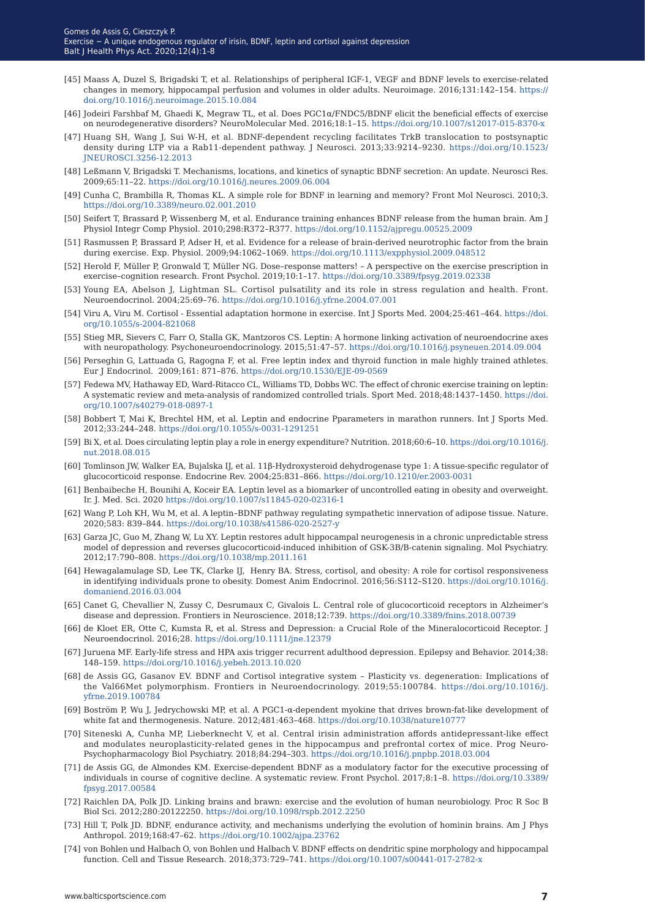[45] Maass A, Duzel S, Brigadski T, et al. Relationships of peripheral IGF-1, VEGF and BDNF levels to exercise-related changes in memory, hippocampal perfusion and volumes in older adults. Neuroimage. 2016;131:142–154. https://doi.org/10.1016/j.neuroimage.2015.10.084

[46] Jodeiri Farshbaf M, Ghaedi K, Megraw TL, et al. Does PGC1α/FNDC5/BDNF elicit the beneficial effects of exercise on neurodegenerative disorders? NeuroMolecular Med. 2016;18:1–15. https://doi.org/10.1007/s12017-015-8370-x

[47] Huang SH, Wang J, Sui W-H, et al. BDNF-dependent recycling facilitates TrkB translocation to postsynaptic density during LTP via a Rab11-dependent pathway. J Neurosci. 2013;33:9214–9230. https://doi.org/10.1523/JNEUROSCI.3256-12.2013

[48] Leßmann V, Brigadski T. Mechanisms, locations, and kinetics of synaptic BDNF secretion: An update. Neurosci Res. 2009;65:11–22. https://doi.org/10.1016/j.neures.2009.06.004

[49] Cunha C, Brambilla R, Thomas KL. A simple role for BDNF in learning and memory? Front Mol Neurosci. 2010;3. https://doi.org/10.3389/neuro.02.001.2010

[50] Seifert T, Brassard P, Wissenberg M, et al. Endurance training enhances BDNF release from the human brain. Am J Physiol Integr Comp Physiol. 2010;298:R372–R377. https://doi.org/10.1152/ajpregu.00525.2009

[51] Rasmussen P, Brassard P, Adser H, et al. Evidence for a release of brain-derived neurotrophic factor from the brain during exercise. Exp. Physiol. 2009;94:1062–1069. https://doi.org/10.1113/expphysiol.2009.048512

[52] Herold F, Müller P, Gronwald T, Müller NG. Dose–response matters! – A perspective on the exercise prescription in exercise–cognition research. Front Psychol. 2019;10:1–17. https://doi.org/10.3389/fpsyg.2019.02338

[53] Young EA, Abelson J, Lightman SL. Cortisol pulsatility and its role in stress regulation and health. Front. Neuroendocrinol. 2004;25:69–76. https://doi.org/10.1016/j.yfrne.2004.07.001

[54] Viru A, Viru M. Cortisol - Essential adaptation hormone in exercise. Int J Sports Med. 2004;25:461–464. https://doi.org/10.1055/s-2004-821068

[55] Stieg MR, Sievers C, Farr O, Stalla GK, Mantzoros CS. Leptin: A hormone linking activation of neuroendocrine axes with neuropathology. Psychoneuroendocrinology. 2015;51:47–57. https://doi.org/10.1016/j.psyneuen.2014.09.004

[56] Perseghin G, Lattuada G, Ragogna F, et al. Free leptin index and thyroid function in male highly trained athletes. Eur J Endocrinol. 2009;161: 871–876. https://doi.org/10.1530/EJE-09-0569

[57] Fedewa MV, Hathaway ED, Ward-Ritacco CL, Williams TD, Dobbs WC. The effect of chronic exercise training on leptin: A systematic review and meta-analysis of randomized controlled trials. Sport Med. 2018;48:1437–1450. https://doi.org/10.1007/s40279-018-0897-1

[58] Bobbert T, Mai K, Brechtel HM, et al. Leptin and endocrine Pparameters in marathon runners. Int J Sports Med. 2012;33:244–248. https://doi.org/10.1055/s-0031-1291251

[59] Bi X, et al. Does circulating leptin play a role in energy expenditure? Nutrition. 2018;60:6–10. https://doi.org/10.1016/j.nut.2018.08.015

[60] Tomlinson JW, Walker EA, Bujalska IJ, et al. 11β-Hydroxysteroid dehydrogenase type 1: A tissue-specific regulator of glucocorticoid response. Endocrine Rev. 2004;25:831–866. https://doi.org/10.1210/er.2003-0031

[61] Benbaibeche H, Bounihi A, Koceir EA. Leptin level as a biomarker of uncontrolled eating in obesity and overweight. Ir. J. Med. Sci. 2020 https://doi.org/10.1007/s11845-020-02316-1

[62] Wang P, Loh KH, Wu M, et al. A leptin–BDNF pathway regulating sympathetic innervation of adipose tissue. Nature. 2020;583: 839–844. https://doi.org/10.1038/s41586-020-2527-y

[63] Garza JC, Guo M, Zhang W, Lu XY. Leptin restores adult hippocampal neurogenesis in a chronic unpredictable stress model of depression and reverses glucocorticoid-induced inhibition of GSK-3B/B-catenin signaling. Mol Psychiatry. 2012;17:790–808. https://doi.org/10.1038/mp.2011.161

[64] Hewagalamulage SD, Lee TK, Clarke IJ, Henry BA. Stress, cortisol, and obesity: A role for cortisol responsiveness in identifying individuals prone to obesity. Domest Anim Endocrinol. 2016;56:S112–S120. https://doi.org/10.1016/j.domaniend.2016.03.004

[65] Canet G, Chevallier N, Zussy C, Desrumaux C, Givalois L. Central role of glucocorticoid receptors in Alzheimer's disease and depression. Frontiers in Neuroscience. 2018;12:739. https://doi.org/10.3389/fnins.2018.00739

[66] de Kloet ER, Otte C, Kumsta R, et al. Stress and Depression: a Crucial Role of the Mineralocorticoid Receptor. J Neuroendocrinol. 2016;28. https://doi.org/10.1111/jne.12379

[67] Juruena MF. Early-life stress and HPA axis trigger recurrent adulthood depression. Epilepsy and Behavior. 2014;38: 148–159. https://doi.org/10.1016/j.yebeh.2013.10.020

[68] de Assis GG, Gasanov EV. BDNF and Cortisol integrative system – Plasticity vs. degeneration: Implications of the Val66Met polymorphism. Frontiers in Neuroendocrinology. 2019;55:100784. https://doi.org/10.1016/j.yfrne.2019.100784

[69] Boström P, Wu J, Jedrychowski MP, et al. A PGC1-α-dependent myokine that drives brown-fat-like development of white fat and thermogenesis. Nature. 2012;481:463–468. https://doi.org/10.1038/nature10777

[70] Siteneski A, Cunha MP, Lieberknecht V, et al. Central irisin administration affords antidepressant-like effect and modulates neuroplasticity-related genes in the hippocampus and prefrontal cortex of mice. Prog Neuro-Psychopharmacology Biol Psychiatry. 2018;84:294–303. https://doi.org/10.1016/j.pnpbp.2018.03.004

[71] de Assis GG, de Almondes KM. Exercise-dependent BDNF as a modulatory factor for the executive processing of individuals in course of cognitive decline. A systematic review. Front Psychol. 2017;8:1–8. https://doi.org/10.3389/fpsyg.2017.00584

[72] Raichlen DA, Polk JD. Linking brains and brawn: exercise and the evolution of human neurobiology. Proc R Soc B Biol Sci. 2012;280:20122250. https://doi.org/10.1098/rspb.2012.2250

[73] Hill T, Polk JD. BDNF, endurance activity, and mechanisms underlying the evolution of hominin brains. Am J Phys Anthropol. 2019;168:47–62. https://doi.org/10.1002/ajpa.23762

[74] von Bohlen und Halbach O, von Bohlen und Halbach V. BDNF effects on dendritic spine morphology and hippocampal function. Cell and Tissue Research. 2018;373:729–741. https://doi.org/10.1007/s00441-017-2782-x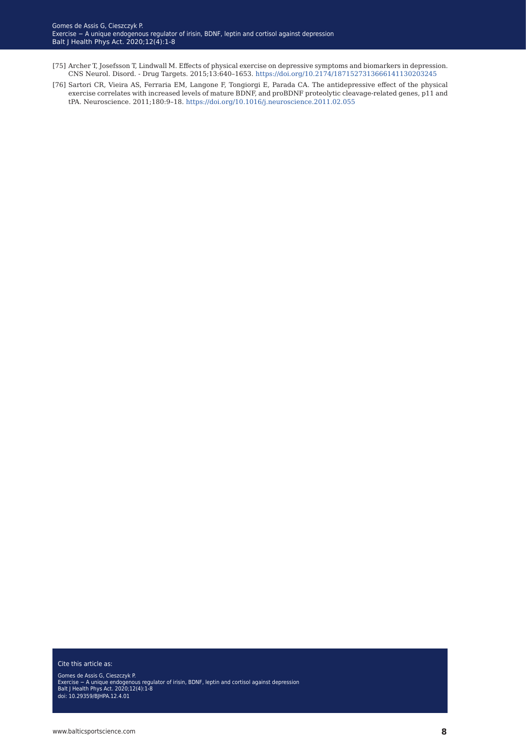[75] Archer T, Josefsson T, Lindwall M. Effects of physical exercise on depressive symptoms and biomarkers in depression. CNS Neurol. Disord. - Drug Targets. 2015;13:640–1653. https://doi.org/10.2174/1871527313666141130203245

[76] Sartori CR, Vieira AS, Ferraria EM, Langone F, Tongiorgi E, Parada CA. The antidepressive effect of the physical exercise correlates with increased levels of mature BDNF, and proBDNF proteolytic cleavage-related genes, p11 and tPA. Neuroscience. 2011;180:9–18. https://doi.org/10.1016/j.neuroscience.2011.02.055

Cite this article as:

Gomes de Assis G, Cieszczyk P.
Exercise − A unique endogenous regulator of irisin, BDNF, leptin and cortisol against depression
Balt J Health Phys Act. 2020;12(4):1-8
doi: 10.29359/BJHPA.12.4.01